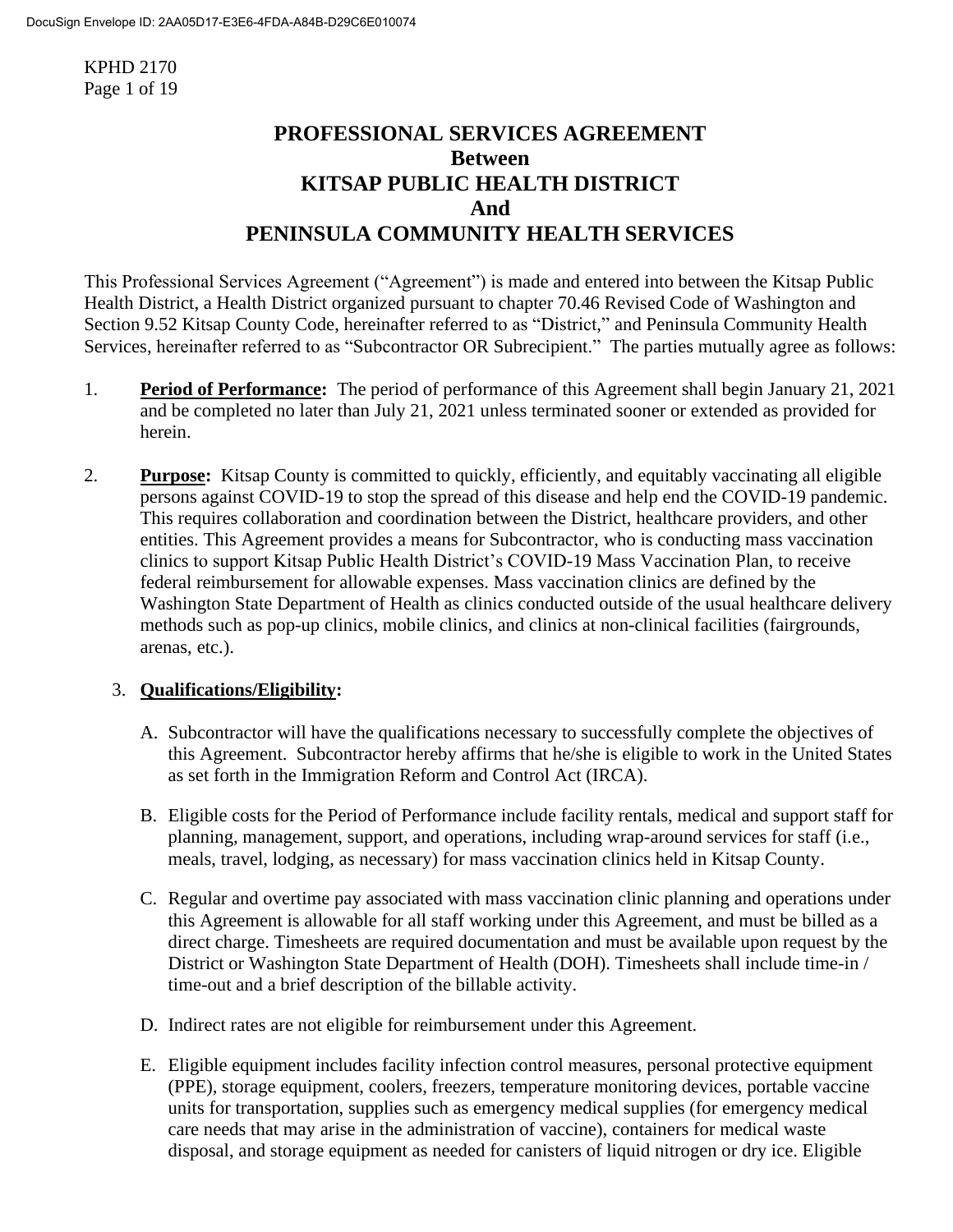# PROFESSIONAL SERVICES AGREEMENT
# Between
# KITSAP PUBLIC HEALTH DISTRICT
# And
# PENINSULA COMMUNITY HEALTH SERVICES

This Professional Services Agreement ("Agreement") is made and entered into between the Kitsap Public Health District, a Health District organized pursuant to chapter 70.46 Revised Code of Washington and Section 9.52 Kitsap County Code, hereinafter referred to as "District," and Peninsula Community Health Services, hereinafter referred to as "Subcontractor OR Subrecipient." The parties mutually agree as follows:

1. **Period of Performance:** The period of performance of this Agreement shall begin January 21, 2021 and be completed no later than July 21, 2021 unless terminated sooner or extended as provided for herein.

2. **Purpose:** Kitsap County is committed to quickly, efficiently, and equitably vaccinating all eligible persons against COVID-19 to stop the spread of this disease and help end the COVID-19 pandemic. This requires collaboration and coordination between the District, healthcare providers, and other entities. This Agreement provides a means for Subcontractor, who is conducting mass vaccination clinics to support Kitsap Public Health District's COVID-19 Mass Vaccination Plan, to receive federal reimbursement for allowable expenses. Mass vaccination clinics are defined by the Washington State Department of Health as clinics conducted outside of the usual healthcare delivery methods such as pop-up clinics, mobile clinics, and clinics at non-clinical facilities (fairgrounds, arenas, etc.).

3. **Qualifications/Eligibility:**

   A. Subcontractor will have the qualifications necessary to successfully complete the objectives of this Agreement. Subcontractor hereby affirms that he/she is eligible to work in the United States as set forth in the Immigration Reform and Control Act (IRCA).

   B. Eligible costs for the Period of Performance include facility rentals, medical and support staff for planning, management, support, and operations, including wrap-around services for staff (i.e., meals, travel, lodging, as necessary) for mass vaccination clinics held in Kitsap County.

   C. Regular and overtime pay associated with mass vaccination clinic planning and operations under this Agreement is allowable for all staff working under this Agreement, and must be billed as a direct charge. Timesheets are required documentation and must be available upon request by the District or Washington State Department of Health (DOH). Timesheets shall include time-in / time-out and a brief description of the billable activity.

   D. Indirect rates are not eligible for reimbursement under this Agreement.

   E. Eligible equipment includes facility infection control measures, personal protective equipment (PPE), storage equipment, coolers, freezers, temperature monitoring devices, portable vaccine units for transportation, supplies such as emergency medical supplies (for emergency medical care needs that may arise in the administration of vaccine), containers for medical waste disposal, and storage equipment as needed for canisters of liquid nitrogen or dry ice. Eligible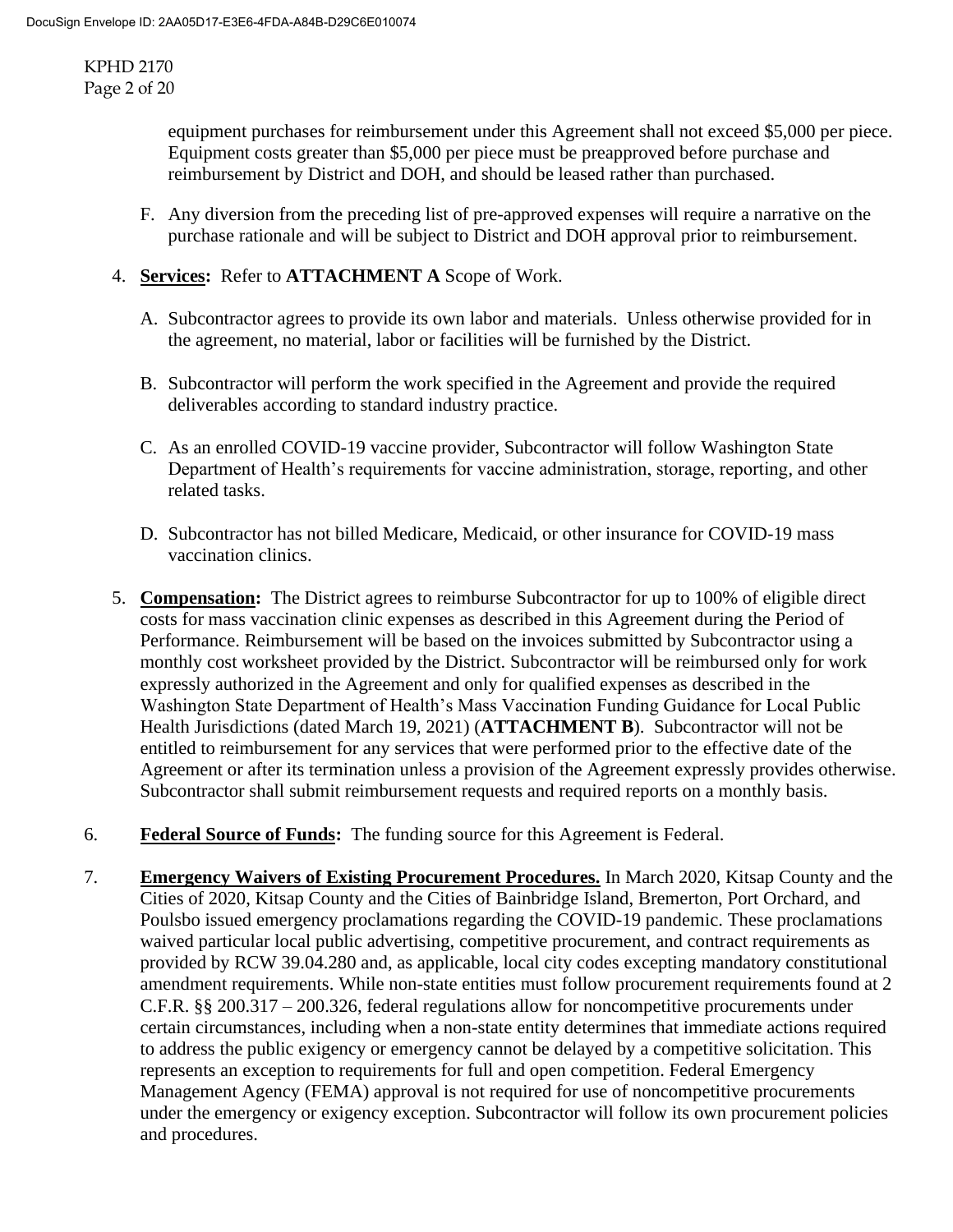equipment purchases for reimbursement under this Agreement shall not exceed $5,000 per piece. Equipment costs greater than $5,000 per piece must be preapproved before purchase and reimbursement by District and DOH, and should be leased rather than purchased.

F. Any diversion from the preceding list of pre-approved expenses will require a narrative on the purchase rationale and will be subject to District and DOH approval prior to reimbursement.

4. **Services:** Refer to **ATTACHMENT A** Scope of Work.

   A. Subcontractor agrees to provide its own labor and materials. Unless otherwise provided for in the agreement, no material, labor or facilities will be furnished by the District.

   B. Subcontractor will perform the work specified in the Agreement and provide the required deliverables according to standard industry practice.

   C. As an enrolled COVID-19 vaccine provider, Subcontractor will follow Washington State Department of Health's requirements for vaccine administration, storage, reporting, and other related tasks.

   D. Subcontractor has not billed Medicare, Medicaid, or other insurance for COVID-19 mass vaccination clinics.

5. **Compensation:** The District agrees to reimburse Subcontractor for up to 100% of eligible direct costs for mass vaccination clinic expenses as described in this Agreement during the Period of Performance. Reimbursement will be based on the invoices submitted by Subcontractor using a monthly cost worksheet provided by the District. Subcontractor will be reimbursed only for work expressly authorized in the Agreement and only for qualified expenses as described in the Washington State Department of Health's Mass Vaccination Funding Guidance for Local Public Health Jurisdictions (dated March 19, 2021) (**ATTACHMENT B**). Subcontractor will not be entitled to reimbursement for any services that were performed prior to the effective date of the Agreement or after its termination unless a provision of the Agreement expressly provides otherwise. Subcontractor shall submit reimbursement requests and required reports on a monthly basis.

6. **Federal Source of Funds:** The funding source for this Agreement is Federal.

7. **Emergency Waivers of Existing Procurement Procedures.** In March 2020, Kitsap County and the Cities of 2020, Kitsap County and the Cities of Bainbridge Island, Bremerton, Port Orchard, and Poulsbo issued emergency proclamations regarding the COVID-19 pandemic. These proclamations waived particular local public advertising, competitive procurement, and contract requirements as provided by RCW 39.04.280 and, as applicable, local city codes excepting mandatory constitutional amendment requirements. While non-state entities must follow procurement requirements found at 2 C.F.R. §§ 200.317 – 200.326, federal regulations allow for noncompetitive procurements under certain circumstances, including when a non-state entity determines that immediate actions required to address the public exigency or emergency cannot be delayed by a competitive solicitation. This represents an exception to requirements for full and open competition. Federal Emergency Management Agency (FEMA) approval is not required for use of noncompetitive procurements under the emergency or exigency exception. Subcontractor will follow its own procurement policies and procedures.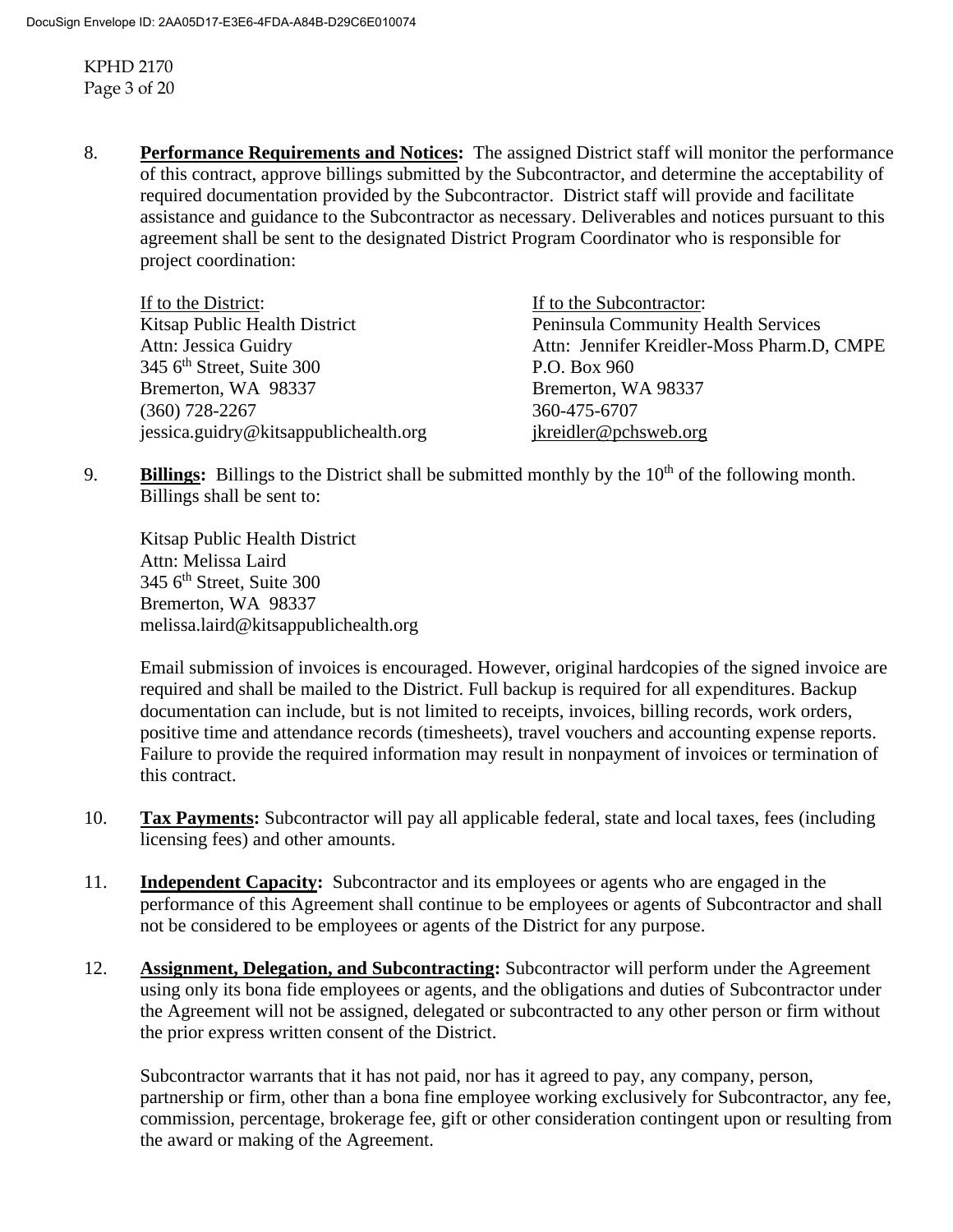8. **Performance Requirements and Notices:** The assigned District staff will monitor the performance of this contract, approve billings submitted by the Subcontractor, and determine the acceptability of required documentation provided by the Subcontractor. District staff will provide and facilitate assistance and guidance to the Subcontractor as necessary. Deliverables and notices pursuant to this agreement shall be sent to the designated District Program Coordinator who is responsible for project coordination:

   If to the District:
   Kitsap Public Health District
   Attn: Jessica Guidry
   345 6th Street, Suite 300
   Bremerton, WA 98337
   (360) 728-2267
   jessica.guidry@kitsappublichealth.org

   If to the Subcontractor:
   Peninsula Community Health Services
   Attn: Jennifer Kreidler-Moss Pharm.D, CMPE
   P.O. Box 960
   Bremerton, WA 98337
   360-475-6707
   jkreidler@pchsweb.org

9. **Billings:** Billings to the District shall be submitted monthly by the 10th of the following month. Billings shall be sent to:

   Kitsap Public Health District
   Attn: Melissa Laird
   345 6th Street, Suite 300
   Bremerton, WA 98337
   melissa.laird@kitsappublichealth.org

   Email submission of invoices is encouraged. However, original hardcopies of the signed invoice are required and shall be mailed to the District. Full backup is required for all expenditures. Backup documentation can include, but is not limited to receipts, invoices, billing records, work orders, positive time and attendance records (timesheets), travel vouchers and accounting expense reports. Failure to provide the required information may result in nonpayment of invoices or termination of this contract.

10. **Tax Payments:** Subcontractor will pay all applicable federal, state and local taxes, fees (including licensing fees) and other amounts.

11. **Independent Capacity:** Subcontractor and its employees or agents who are engaged in the performance of this Agreement shall continue to be employees or agents of Subcontractor and shall not be considered to be employees or agents of the District for any purpose.

12. **Assignment, Delegation, and Subcontracting:** Subcontractor will perform under the Agreement using only its bona fide employees or agents, and the obligations and duties of Subcontractor under the Agreement will not be assigned, delegated or subcontracted to any other person or firm without the prior express written consent of the District.

    Subcontractor warrants that it has not paid, nor has it agreed to pay, any company, person, partnership or firm, other than a bona fine employee working exclusively for Subcontractor, any fee, commission, percentage, brokerage fee, gift or other consideration contingent upon or resulting from the award or making of the Agreement.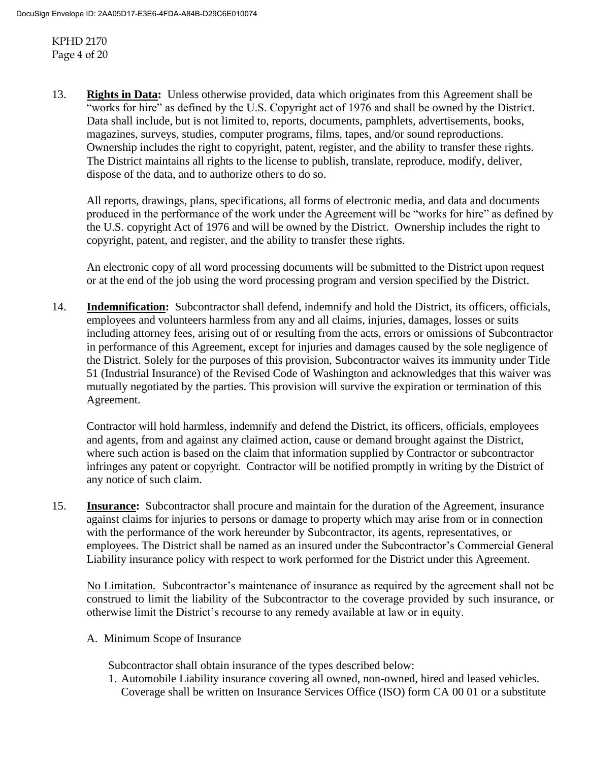13. **Rights in Data:** Unless otherwise provided, data which originates from this Agreement shall be "works for hire" as defined by the U.S. Copyright act of 1976 and shall be owned by the District. Data shall include, but is not limited to, reports, documents, pamphlets, advertisements, books, magazines, surveys, studies, computer programs, films, tapes, and/or sound reproductions. Ownership includes the right to copyright, patent, register, and the ability to transfer these rights. The District maintains all rights to the license to publish, translate, reproduce, modify, deliver, dispose of the data, and to authorize others to do so.

    All reports, drawings, plans, specifications, all forms of electronic media, and data and documents produced in the performance of the work under the Agreement will be "works for hire" as defined by the U.S. copyright Act of 1976 and will be owned by the District. Ownership includes the right to copyright, patent, and register, and the ability to transfer these rights.

    An electronic copy of all word processing documents will be submitted to the District upon request or at the end of the job using the word processing program and version specified by the District.

14. **Indemnification:** Subcontractor shall defend, indemnify and hold the District, its officers, officials, employees and volunteers harmless from any and all claims, injuries, damages, losses or suits including attorney fees, arising out of or resulting from the acts, errors or omissions of Subcontractor in performance of this Agreement, except for injuries and damages caused by the sole negligence of the District. Solely for the purposes of this provision, Subcontractor waives its immunity under Title 51 (Industrial Insurance) of the Revised Code of Washington and acknowledges that this waiver was mutually negotiated by the parties. This provision will survive the expiration or termination of this Agreement.

    Contractor will hold harmless, indemnify and defend the District, its officers, officials, employees and agents, from and against any claimed action, cause or demand brought against the District, where such action is based on the claim that information supplied by Contractor or subcontractor infringes any patent or copyright. Contractor will be notified promptly in writing by the District of any notice of such claim.

15. **Insurance:** Subcontractor shall procure and maintain for the duration of the Agreement, insurance against claims for injuries to persons or damage to property which may arise from or in connection with the performance of the work hereunder by Subcontractor, its agents, representatives, or employees. The District shall be named as an insured under the Subcontractor's Commercial General Liability insurance policy with respect to work performed for the District under this Agreement.

    No Limitation. Subcontractor's maintenance of insurance as required by the agreement shall not be construed to limit the liability of the Subcontractor to the coverage provided by such insurance, or otherwise limit the District's recourse to any remedy available at law or in equity.

    A. Minimum Scope of Insurance

    Subcontractor shall obtain insurance of the types described below:

    1. Automobile Liability insurance covering all owned, non-owned, hired and leased vehicles. Coverage shall be written on Insurance Services Office (ISO) form CA 00 01 or a substitute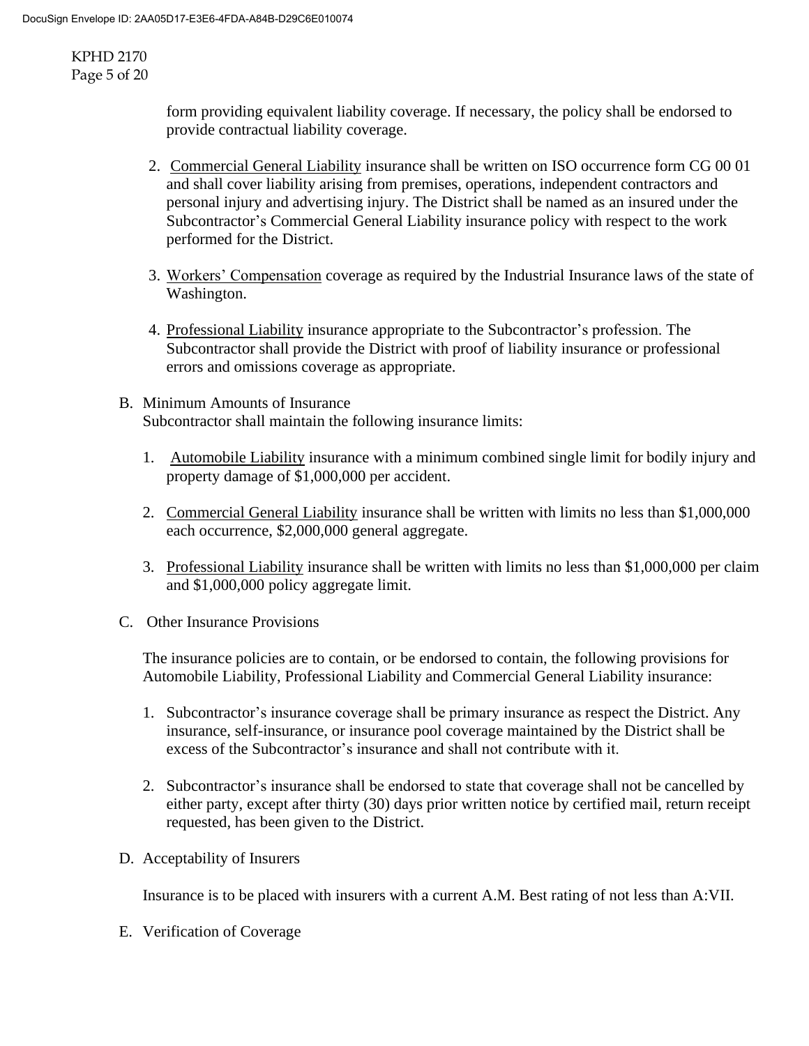form providing equivalent liability coverage. If necessary, the policy shall be endorsed to provide contractual liability coverage.

2. Commercial General Liability insurance shall be written on ISO occurrence form CG 00 01 and shall cover liability arising from premises, operations, independent contractors and personal injury and advertising injury. The District shall be named as an insured under the Subcontractor's Commercial General Liability insurance policy with respect to the work performed for the District.

3. Workers' Compensation coverage as required by the Industrial Insurance laws of the state of Washington.

4. Professional Liability insurance appropriate to the Subcontractor's profession. The Subcontractor shall provide the District with proof of liability insurance or professional errors and omissions coverage as appropriate.

B. Minimum Amounts of Insurance
Subcontractor shall maintain the following insurance limits:

1. Automobile Liability insurance with a minimum combined single limit for bodily injury and property damage of $1,000,000 per accident.

2. Commercial General Liability insurance shall be written with limits no less than $1,000,000 each occurrence, $2,000,000 general aggregate.

3. Professional Liability insurance shall be written with limits no less than $1,000,000 per claim and $1,000,000 policy aggregate limit.

C. Other Insurance Provisions

The insurance policies are to contain, or be endorsed to contain, the following provisions for Automobile Liability, Professional Liability and Commercial General Liability insurance:

1. Subcontractor's insurance coverage shall be primary insurance as respect the District. Any insurance, self-insurance, or insurance pool coverage maintained by the District shall be excess of the Subcontractor's insurance and shall not contribute with it.

2. Subcontractor's insurance shall be endorsed to state that coverage shall not be cancelled by either party, except after thirty (30) days prior written notice by certified mail, return receipt requested, has been given to the District.

D. Acceptability of Insurers

Insurance is to be placed with insurers with a current A.M. Best rating of not less than A:VII.

E. Verification of Coverage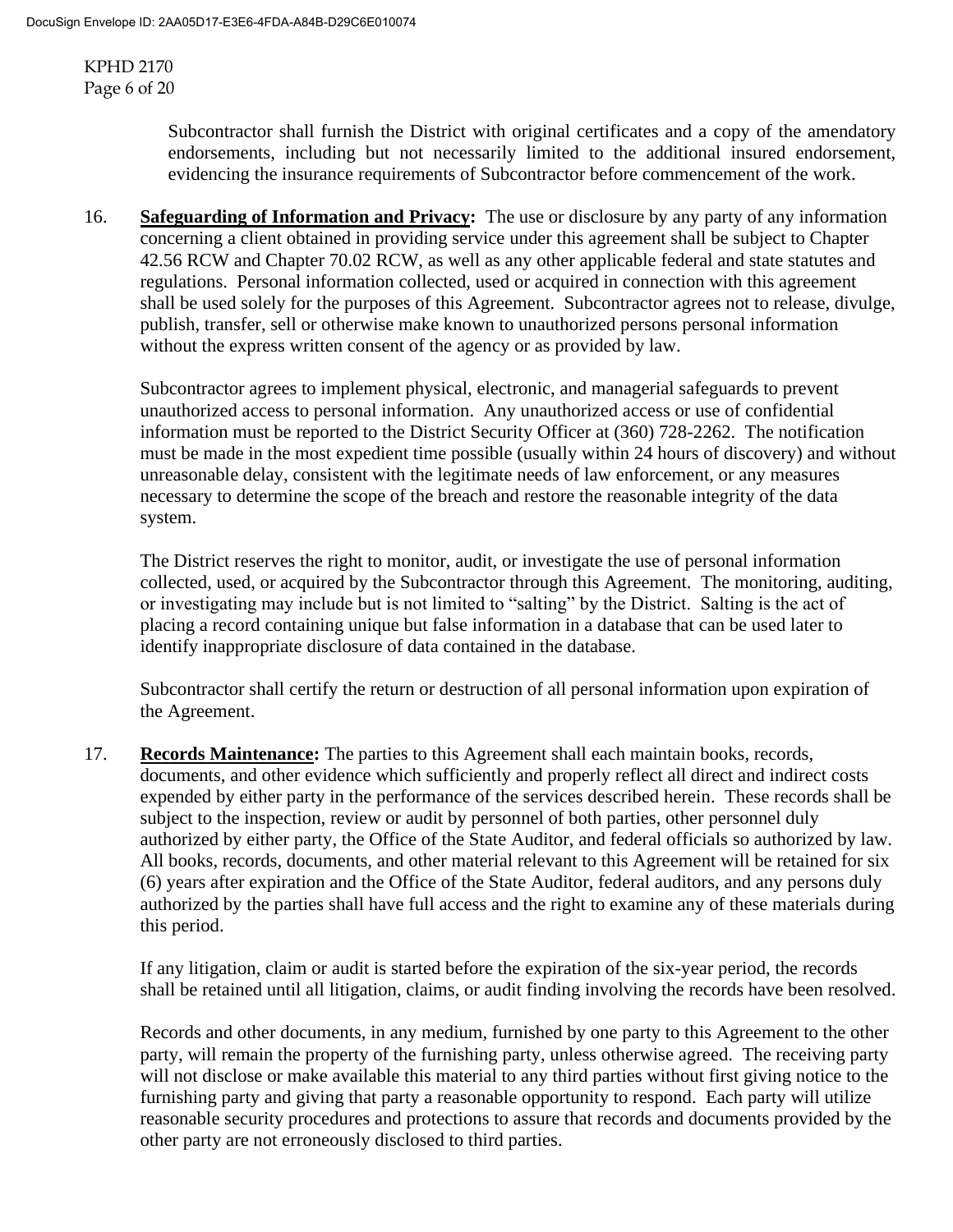Subcontractor shall furnish the District with original certificates and a copy of the amendatory endorsements, including but not necessarily limited to the additional insured endorsement, evidencing the insurance requirements of Subcontractor before commencement of the work.

16. **Safeguarding of Information and Privacy:** The use or disclosure by any party of any information concerning a client obtained in providing service under this agreement shall be subject to Chapter 42.56 RCW and Chapter 70.02 RCW, as well as any other applicable federal and state statutes and regulations. Personal information collected, used or acquired in connection with this agreement shall be used solely for the purposes of this Agreement. Subcontractor agrees not to release, divulge, publish, transfer, sell or otherwise make known to unauthorized persons personal information without the express written consent of the agency or as provided by law.

    Subcontractor agrees to implement physical, electronic, and managerial safeguards to prevent unauthorized access to personal information. Any unauthorized access or use of confidential information must be reported to the District Security Officer at (360) 728-2262. The notification must be made in the most expedient time possible (usually within 24 hours of discovery) and without unreasonable delay, consistent with the legitimate needs of law enforcement, or any measures necessary to determine the scope of the breach and restore the reasonable integrity of the data system.

    The District reserves the right to monitor, audit, or investigate the use of personal information collected, used, or acquired by the Subcontractor through this Agreement. The monitoring, auditing, or investigating may include but is not limited to "salting" by the District. Salting is the act of placing a record containing unique but false information in a database that can be used later to identify inappropriate disclosure of data contained in the database.

    Subcontractor shall certify the return or destruction of all personal information upon expiration of the Agreement.

17. **Records Maintenance:** The parties to this Agreement shall each maintain books, records, documents, and other evidence which sufficiently and properly reflect all direct and indirect costs expended by either party in the performance of the services described herein. These records shall be subject to the inspection, review or audit by personnel of both parties, other personnel duly authorized by either party, the Office of the State Auditor, and federal officials so authorized by law. All books, records, documents, and other material relevant to this Agreement will be retained for six (6) years after expiration and the Office of the State Auditor, federal auditors, and any persons duly authorized by the parties shall have full access and the right to examine any of these materials during this period.

    If any litigation, claim or audit is started before the expiration of the six-year period, the records shall be retained until all litigation, claims, or audit finding involving the records have been resolved.

    Records and other documents, in any medium, furnished by one party to this Agreement to the other party, will remain the property of the furnishing party, unless otherwise agreed. The receiving party will not disclose or make available this material to any third parties without first giving notice to the furnishing party and giving that party a reasonable opportunity to respond. Each party will utilize reasonable security procedures and protections to assure that records and documents provided by the other party are not erroneously disclosed to third parties.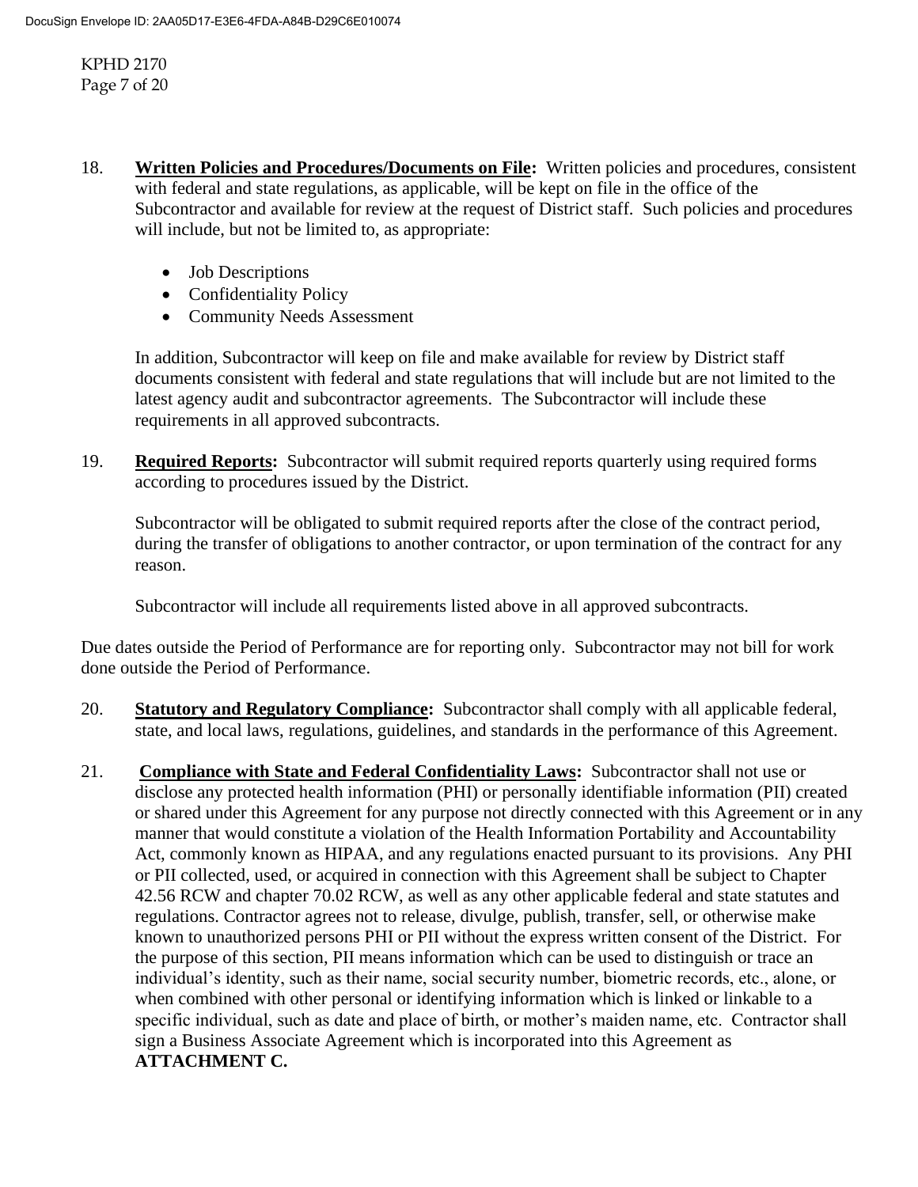18. **Written Policies and Procedures/Documents on File:** Written policies and procedures, consistent with federal and state regulations, as applicable, will be kept on file in the office of the Subcontractor and available for review at the request of District staff. Such policies and procedures will include, but not be limited to, as appropriate:

    - Job Descriptions
    - Confidentiality Policy
    - Community Needs Assessment

    In addition, Subcontractor will keep on file and make available for review by District staff documents consistent with federal and state regulations that will include but are not limited to the latest agency audit and subcontractor agreements. The Subcontractor will include these requirements in all approved subcontracts.

19. **Required Reports:** Subcontractor will submit required reports quarterly using required forms according to procedures issued by the District.

    Subcontractor will be obligated to submit required reports after the close of the contract period, during the transfer of obligations to another contractor, or upon termination of the contract for any reason.

    Subcontractor will include all requirements listed above in all approved subcontracts.

Due dates outside the Period of Performance are for reporting only. Subcontractor may not bill for work done outside the Period of Performance.

20. **Statutory and Regulatory Compliance:** Subcontractor shall comply with all applicable federal, state, and local laws, regulations, guidelines, and standards in the performance of this Agreement.

21. **Compliance with State and Federal Confidentiality Laws:** Subcontractor shall not use or disclose any protected health information (PHI) or personally identifiable information (PII) created or shared under this Agreement for any purpose not directly connected with this Agreement or in any manner that would constitute a violation of the Health Information Portability and Accountability Act, commonly known as HIPAA, and any regulations enacted pursuant to its provisions. Any PHI or PII collected, used, or acquired in connection with this Agreement shall be subject to Chapter 42.56 RCW and chapter 70.02 RCW, as well as any other applicable federal and state statutes and regulations. Contractor agrees not to release, divulge, publish, transfer, sell, or otherwise make known to unauthorized persons PHI or PII without the express written consent of the District. For the purpose of this section, PII means information which can be used to distinguish or trace an individual's identity, such as their name, social security number, biometric records, etc., alone, or when combined with other personal or identifying information which is linked or linkable to a specific individual, such as date and place of birth, or mother's maiden name, etc. Contractor shall sign a Business Associate Agreement which is incorporated into this Agreement as **ATTACHMENT C.**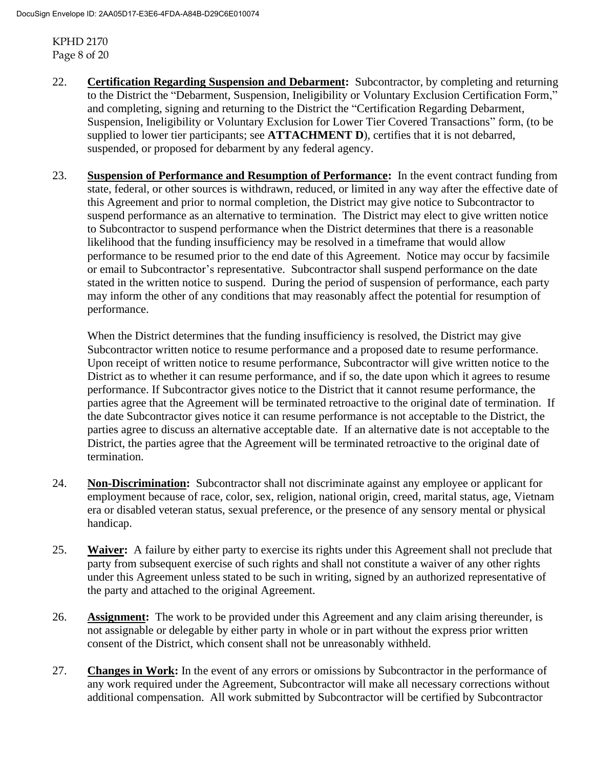22. **Certification Regarding Suspension and Debarment:** Subcontractor, by completing and returning to the District the "Debarment, Suspension, Ineligibility or Voluntary Exclusion Certification Form," and completing, signing and returning to the District the "Certification Regarding Debarment, Suspension, Ineligibility or Voluntary Exclusion for Lower Tier Covered Transactions" form, (to be supplied to lower tier participants; see **ATTACHMENT D**), certifies that it is not debarred, suspended, or proposed for debarment by any federal agency.

23. **Suspension of Performance and Resumption of Performance:** In the event contract funding from state, federal, or other sources is withdrawn, reduced, or limited in any way after the effective date of this Agreement and prior to normal completion, the District may give notice to Subcontractor to suspend performance as an alternative to termination. The District may elect to give written notice to Subcontractor to suspend performance when the District determines that there is a reasonable likelihood that the funding insufficiency may be resolved in a timeframe that would allow performance to be resumed prior to the end date of this Agreement. Notice may occur by facsimile or email to Subcontractor's representative. Subcontractor shall suspend performance on the date stated in the written notice to suspend. During the period of suspension of performance, each party may inform the other of any conditions that may reasonably affect the potential for resumption of performance.

    When the District determines that the funding insufficiency is resolved, the District may give Subcontractor written notice to resume performance and a proposed date to resume performance. Upon receipt of written notice to resume performance, Subcontractor will give written notice to the District as to whether it can resume performance, and if so, the date upon which it agrees to resume performance. If Subcontractor gives notice to the District that it cannot resume performance, the parties agree that the Agreement will be terminated retroactive to the original date of termination. If the date Subcontractor gives notice it can resume performance is not acceptable to the District, the parties agree to discuss an alternative acceptable date. If an alternative date is not acceptable to the District, the parties agree that the Agreement will be terminated retroactive to the original date of termination.

24. **Non-Discrimination:** Subcontractor shall not discriminate against any employee or applicant for employment because of race, color, sex, religion, national origin, creed, marital status, age, Vietnam era or disabled veteran status, sexual preference, or the presence of any sensory mental or physical handicap.

25. **Waiver:** A failure by either party to exercise its rights under this Agreement shall not preclude that party from subsequent exercise of such rights and shall not constitute a waiver of any other rights under this Agreement unless stated to be such in writing, signed by an authorized representative of the party and attached to the original Agreement.

26. **Assignment:** The work to be provided under this Agreement and any claim arising thereunder, is not assignable or delegable by either party in whole or in part without the express prior written consent of the District, which consent shall not be unreasonably withheld.

27. **Changes in Work:** In the event of any errors or omissions by Subcontractor in the performance of any work required under the Agreement, Subcontractor will make all necessary corrections without additional compensation. All work submitted by Subcontractor will be certified by Subcontractor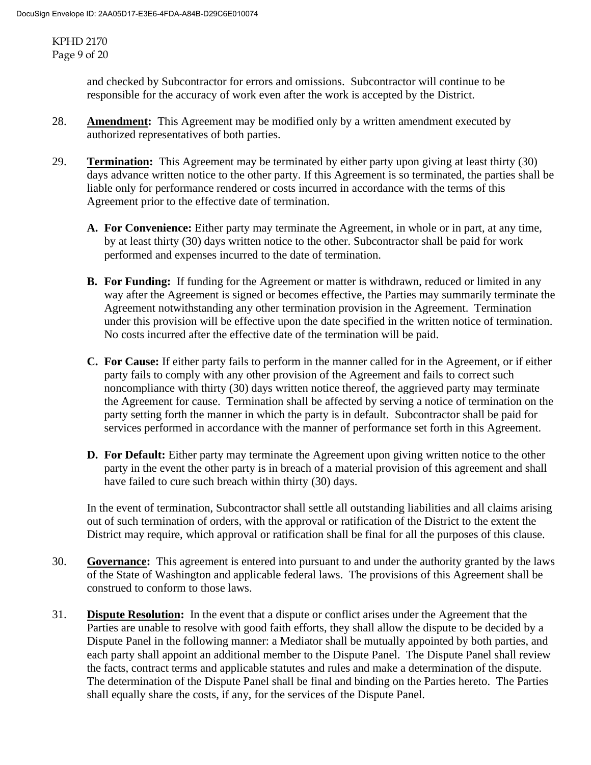and checked by Subcontractor for errors and omissions. Subcontractor will continue to be responsible for the accuracy of work even after the work is accepted by the District.

28. **Amendment:** This Agreement may be modified only by a written amendment executed by authorized representatives of both parties.

29. **Termination:** This Agreement may be terminated by either party upon giving at least thirty (30) days advance written notice to the other party. If this Agreement is so terminated, the parties shall be liable only for performance rendered or costs incurred in accordance with the terms of this Agreement prior to the effective date of termination.

    **A. For Convenience:** Either party may terminate the Agreement, in whole or in part, at any time, by at least thirty (30) days written notice to the other. Subcontractor shall be paid for work performed and expenses incurred to the date of termination.

    **B. For Funding:** If funding for the Agreement or matter is withdrawn, reduced or limited in any way after the Agreement is signed or becomes effective, the Parties may summarily terminate the Agreement notwithstanding any other termination provision in the Agreement. Termination under this provision will be effective upon the date specified in the written notice of termination. No costs incurred after the effective date of the termination will be paid.

    **C. For Cause:** If either party fails to perform in the manner called for in the Agreement, or if either party fails to comply with any other provision of the Agreement and fails to correct such noncompliance with thirty (30) days written notice thereof, the aggrieved party may terminate the Agreement for cause. Termination shall be affected by serving a notice of termination on the party setting forth the manner in which the party is in default. Subcontractor shall be paid for services performed in accordance with the manner of performance set forth in this Agreement.

    **D. For Default:** Either party may terminate the Agreement upon giving written notice to the other party in the event the other party is in breach of a material provision of this agreement and shall have failed to cure such breach within thirty (30) days.

    In the event of termination, Subcontractor shall settle all outstanding liabilities and all claims arising out of such termination of orders, with the approval or ratification of the District to the extent the District may require, which approval or ratification shall be final for all the purposes of this clause.

30. **Governance:** This agreement is entered into pursuant to and under the authority granted by the laws of the State of Washington and applicable federal laws. The provisions of this Agreement shall be construed to conform to those laws.

31. **Dispute Resolution:** In the event that a dispute or conflict arises under the Agreement that the Parties are unable to resolve with good faith efforts, they shall allow the dispute to be decided by a Dispute Panel in the following manner: a Mediator shall be mutually appointed by both parties, and each party shall appoint an additional member to the Dispute Panel. The Dispute Panel shall review the facts, contract terms and applicable statutes and rules and make a determination of the dispute. The determination of the Dispute Panel shall be final and binding on the Parties hereto. The Parties shall equally share the costs, if any, for the services of the Dispute Panel.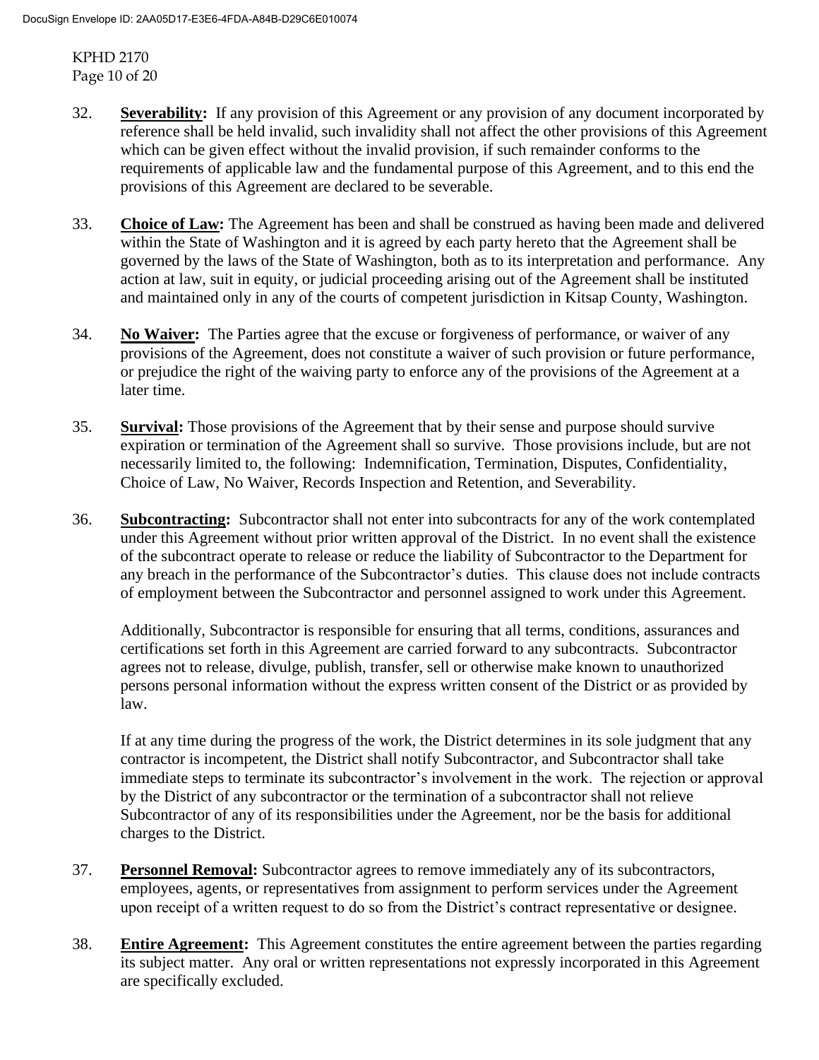32. **Severability:** If any provision of this Agreement or any provision of any document incorporated by reference shall be held invalid, such invalidity shall not affect the other provisions of this Agreement which can be given effect without the invalid provision, if such remainder conforms to the requirements of applicable law and the fundamental purpose of this Agreement, and to this end the provisions of this Agreement are declared to be severable.

33. **Choice of Law:** The Agreement has been and shall be construed as having been made and delivered within the State of Washington and it is agreed by each party hereto that the Agreement shall be governed by the laws of the State of Washington, both as to its interpretation and performance. Any action at law, suit in equity, or judicial proceeding arising out of the Agreement shall be instituted and maintained only in any of the courts of competent jurisdiction in Kitsap County, Washington.

34. **No Waiver:** The Parties agree that the excuse or forgiveness of performance, or waiver of any provisions of the Agreement, does not constitute a waiver of such provision or future performance, or prejudice the right of the waiving party to enforce any of the provisions of the Agreement at a later time.

35. **Survival:** Those provisions of the Agreement that by their sense and purpose should survive expiration or termination of the Agreement shall so survive. Those provisions include, but are not necessarily limited to, the following: Indemnification, Termination, Disputes, Confidentiality, Choice of Law, No Waiver, Records Inspection and Retention, and Severability.

36. **Subcontracting:** Subcontractor shall not enter into subcontracts for any of the work contemplated under this Agreement without prior written approval of the District. In no event shall the existence of the subcontract operate to release or reduce the liability of Subcontractor to the Department for any breach in the performance of the Subcontractor's duties. This clause does not include contracts of employment between the Subcontractor and personnel assigned to work under this Agreement.

    Additionally, Subcontractor is responsible for ensuring that all terms, conditions, assurances and certifications set forth in this Agreement are carried forward to any subcontracts. Subcontractor agrees not to release, divulge, publish, transfer, sell or otherwise make known to unauthorized persons personal information without the express written consent of the District or as provided by law.

    If at any time during the progress of the work, the District determines in its sole judgment that any contractor is incompetent, the District shall notify Subcontractor, and Subcontractor shall take immediate steps to terminate its subcontractor's involvement in the work. The rejection or approval by the District of any subcontractor or the termination of a subcontractor shall not relieve Subcontractor of any of its responsibilities under the Agreement, nor be the basis for additional charges to the District.

37. **Personnel Removal:** Subcontractor agrees to remove immediately any of its subcontractors, employees, agents, or representatives from assignment to perform services under the Agreement upon receipt of a written request to do so from the District's contract representative or designee.

38. **Entire Agreement:** This Agreement constitutes the entire agreement between the parties regarding its subject matter. Any oral or written representations not expressly incorporated in this Agreement are specifically excluded.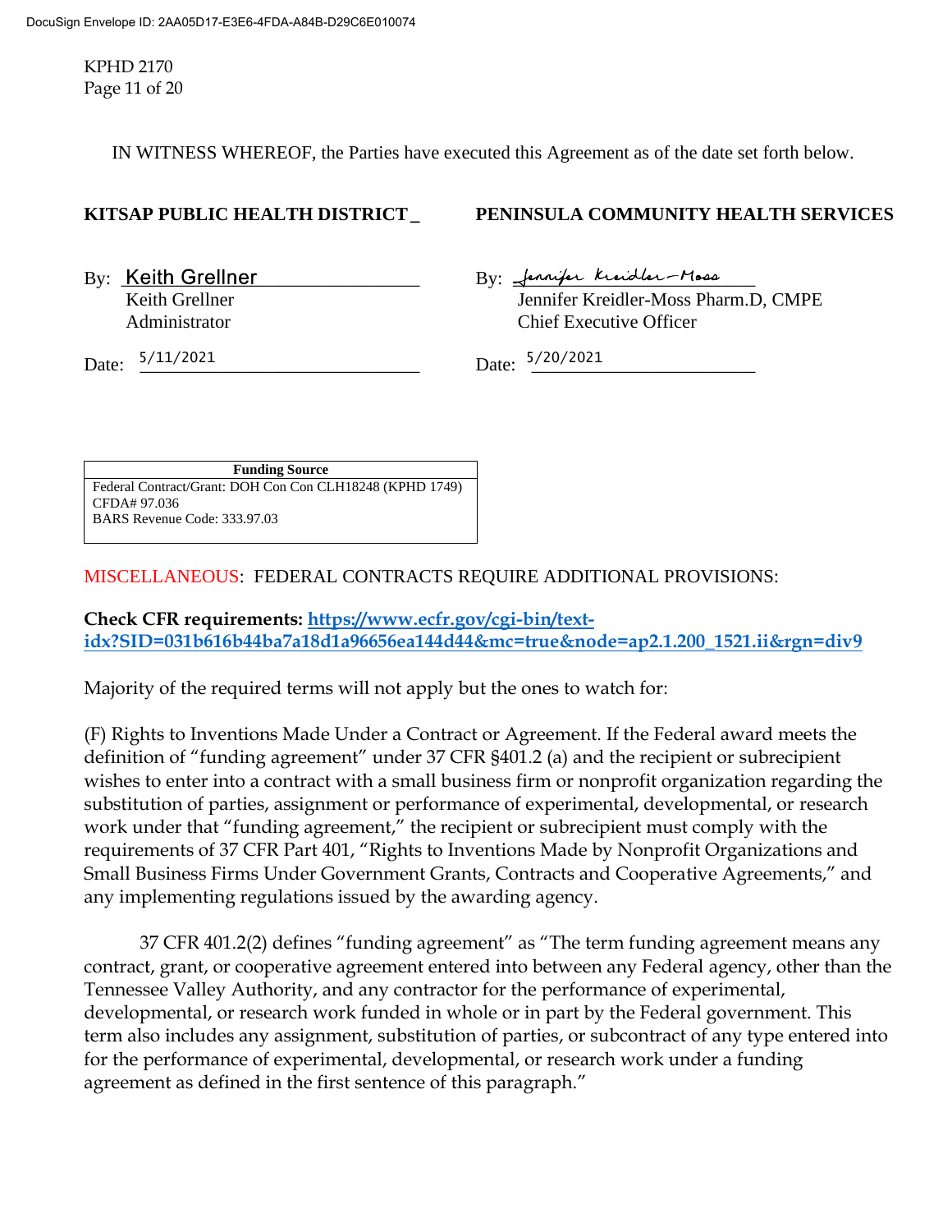IN WITNESS WHEREOF, the Parties have executed this Agreement as of the date set forth below.

| **KITSAP PUBLIC HEALTH DISTRICT** | **PENINSULA COMMUNITY HEALTH SERVICES** |
|---|---|
| By: Keith Grellner | By: Jennifer Kreidler-Moss |
| Keith Grellner | Jennifer Kreidler-Moss Pharm.D, CMPE |
| Administrator | Chief Executive Officer |
| Date: 5/11/2021 | Date: 5/20/2021 |

| **Funding Source** |
|---|
| Federal Contract/Grant: DOH Con Con CLH18248 (KPHD 1749) |
| CFDA# 97.036 |
| BARS Revenue Code: 333.97.03 |

MISCELLANEOUS: FEDERAL CONTRACTS REQUIRE ADDITIONAL PROVISIONS:

**Check CFR requirements: https://www.ecfr.gov/cgi-bin/text-idx?SID=031b616b44ba7a18d1a96656ea144d44&mc=true&node=ap2.1.200_1521.ii&rgn=div9**

Majority of the required terms will not apply but the ones to watch for:

(F) Rights to Inventions Made Under a Contract or Agreement. If the Federal award meets the definition of "funding agreement" under 37 CFR §401.2 (a) and the recipient or subrecipient wishes to enter into a contract with a small business firm or nonprofit organization regarding the substitution of parties, assignment or performance of experimental, developmental, or research work under that "funding agreement," the recipient or subrecipient must comply with the requirements of 37 CFR Part 401, "Rights to Inventions Made by Nonprofit Organizations and Small Business Firms Under Government Grants, Contracts and Cooperative Agreements," and any implementing regulations issued by the awarding agency.

37 CFR 401.2(2) defines "funding agreement" as "The term funding agreement means any contract, grant, or cooperative agreement entered into between any Federal agency, other than the Tennessee Valley Authority, and any contractor for the performance of experimental, developmental, or research work funded in whole or in part by the Federal government. This term also includes any assignment, substitution of parties, or subcontract of any type entered into for the performance of experimental, developmental, or research work under a funding agreement as defined in the first sentence of this paragraph."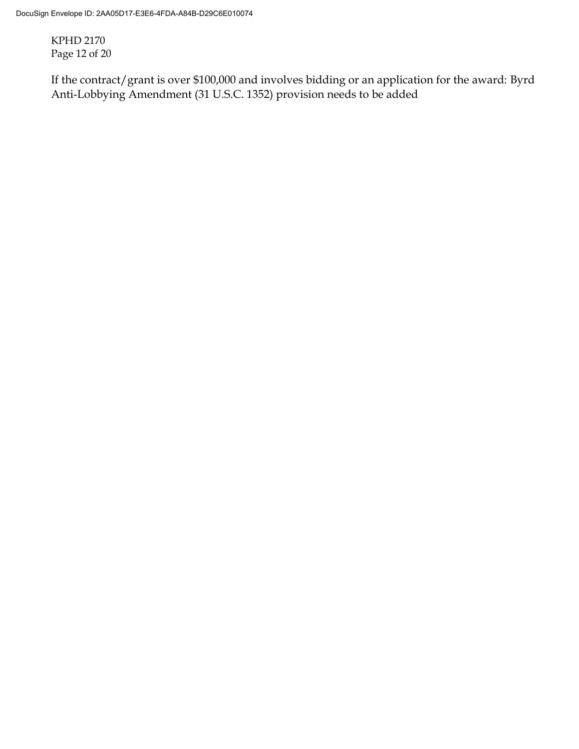If the contract/grant is over $100,000 and involves bidding or an application for the award: Byrd Anti-Lobbying Amendment (31 U.S.C. 1352) provision needs to be added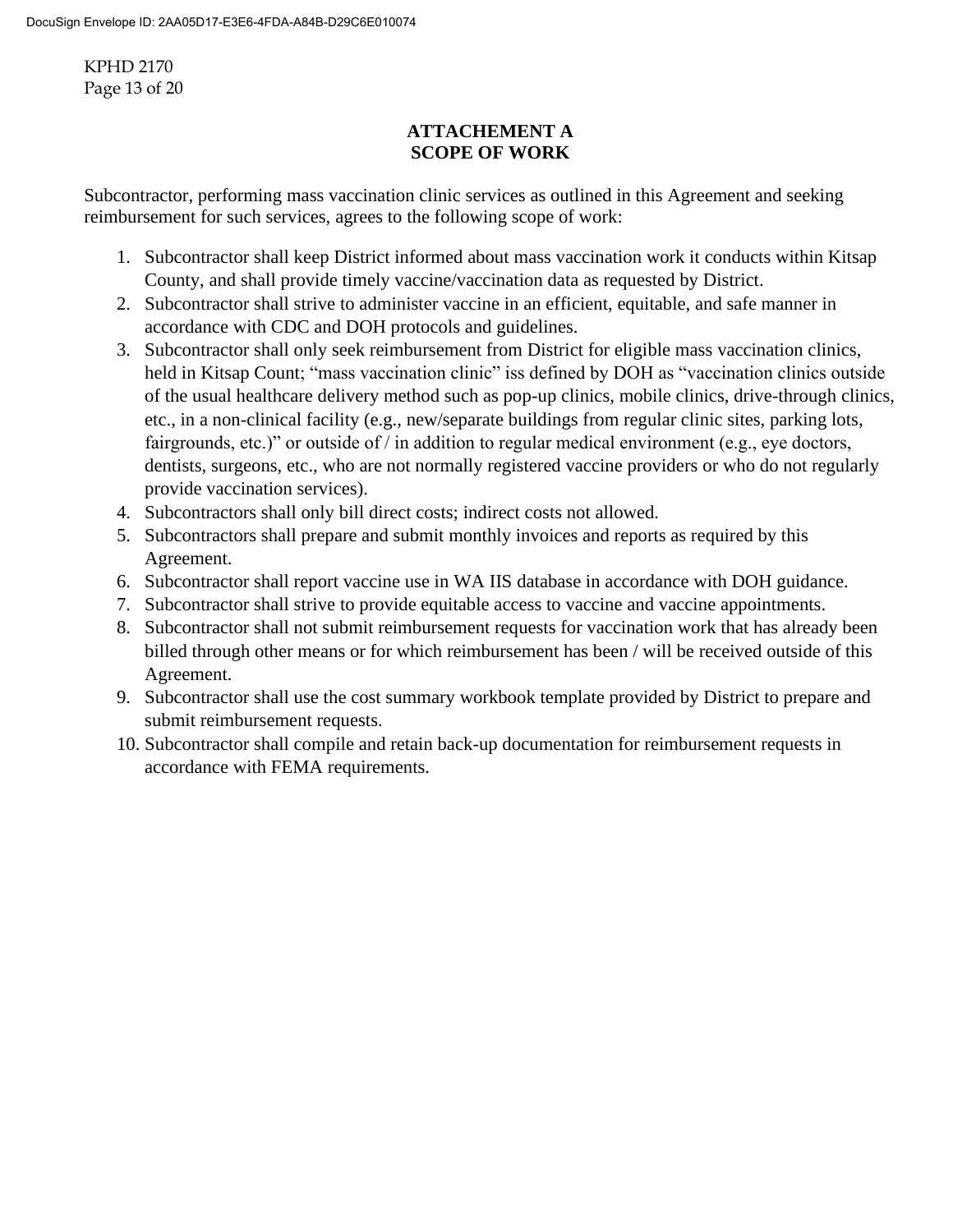## ATTACHEMENT A
## SCOPE OF WORK

Subcontractor, performing mass vaccination clinic services as outlined in this Agreement and seeking reimbursement for such services, agrees to the following scope of work:

1. Subcontractor shall keep District informed about mass vaccination work it conducts within Kitsap County, and shall provide timely vaccine/vaccination data as requested by District.
2. Subcontractor shall strive to administer vaccine in an efficient, equitable, and safe manner in accordance with CDC and DOH protocols and guidelines.
3. Subcontractor shall only seek reimbursement from District for eligible mass vaccination clinics, held in Kitsap Count; "mass vaccination clinic" iss defined by DOH as "vaccination clinics outside of the usual healthcare delivery method such as pop-up clinics, mobile clinics, drive-through clinics, etc., in a non-clinical facility (e.g., new/separate buildings from regular clinic sites, parking lots, fairgrounds, etc.)" or outside of / in addition to regular medical environment (e.g., eye doctors, dentists, surgeons, etc., who are not normally registered vaccine providers or who do not regularly provide vaccination services).
4. Subcontractors shall only bill direct costs; indirect costs not allowed.
5. Subcontractors shall prepare and submit monthly invoices and reports as required by this Agreement.
6. Subcontractor shall report vaccine use in WA IIS database in accordance with DOH guidance.
7. Subcontractor shall strive to provide equitable access to vaccine and vaccine appointments.
8. Subcontractor shall not submit reimbursement requests for vaccination work that has already been billed through other means or for which reimbursement has been / will be received outside of this Agreement.
9. Subcontractor shall use the cost summary workbook template provided by District to prepare and submit reimbursement requests.
10. Subcontractor shall compile and retain back-up documentation for reimbursement requests in accordance with FEMA requirements.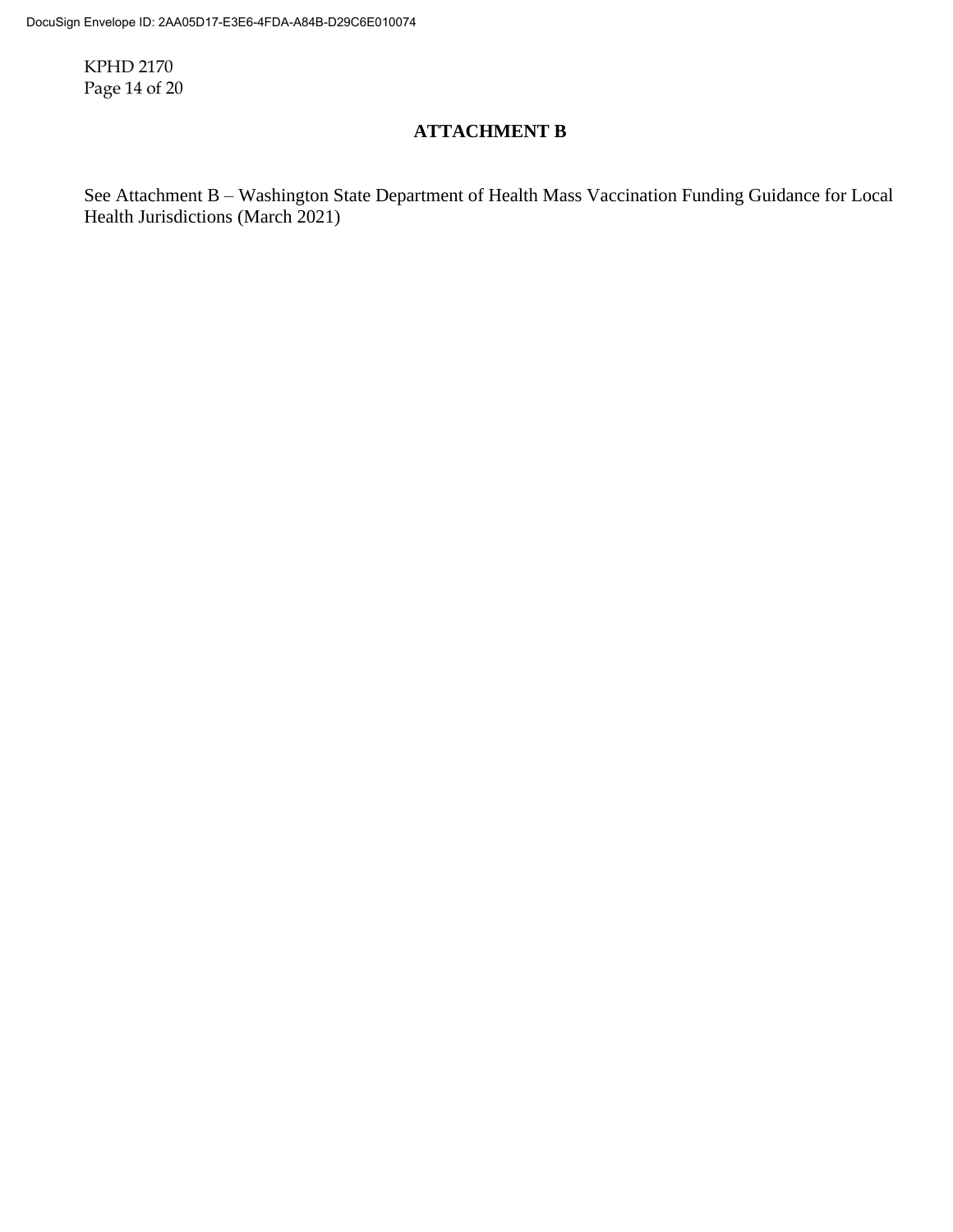## ATTACHMENT B

See Attachment B – Washington State Department of Health Mass Vaccination Funding Guidance for Local Health Jurisdictions (March 2021)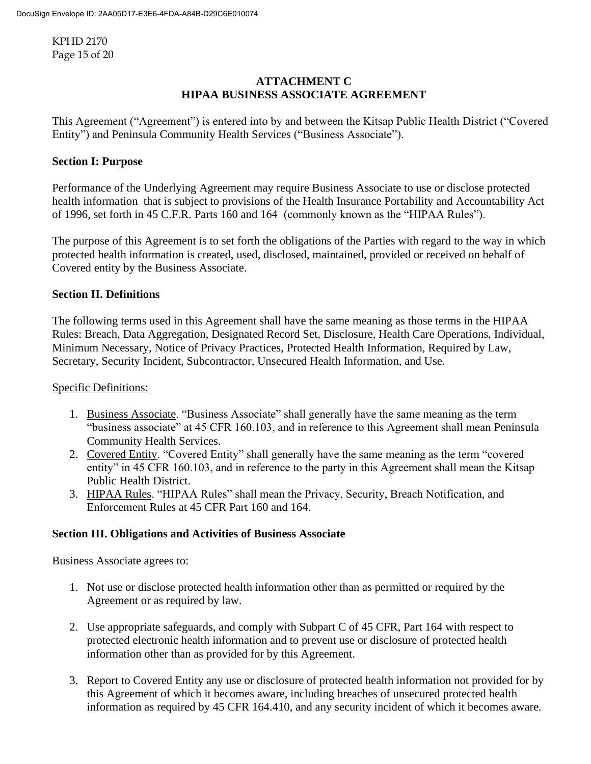## ATTACHMENT C
## HIPAA BUSINESS ASSOCIATE AGREEMENT

This Agreement ("Agreement") is entered into by and between the Kitsap Public Health District ("Covered Entity") and Peninsula Community Health Services ("Business Associate").

### Section I: Purpose

Performance of the Underlying Agreement may require Business Associate to use or disclose protected health information that is subject to provisions of the Health Insurance Portability and Accountability Act of 1996, set forth in 45 C.F.R. Parts 160 and 164 (commonly known as the "HIPAA Rules").

The purpose of this Agreement is to set forth the obligations of the Parties with regard to the way in which protected health information is created, used, disclosed, maintained, provided or received on behalf of Covered entity by the Business Associate.

### Section II. Definitions

The following terms used in this Agreement shall have the same meaning as those terms in the HIPAA Rules: Breach, Data Aggregation, Designated Record Set, Disclosure, Health Care Operations, Individual, Minimum Necessary, Notice of Privacy Practices, Protected Health Information, Required by Law, Secretary, Security Incident, Subcontractor, Unsecured Health Information, and Use.

Specific Definitions:

1. Business Associate. "Business Associate" shall generally have the same meaning as the term "business associate" at 45 CFR 160.103, and in reference to this Agreement shall mean Peninsula Community Health Services.
2. Covered Entity. "Covered Entity" shall generally have the same meaning as the term "covered entity" in 45 CFR 160.103, and in reference to the party in this Agreement shall mean the Kitsap Public Health District.
3. HIPAA Rules. "HIPAA Rules" shall mean the Privacy, Security, Breach Notification, and Enforcement Rules at 45 CFR Part 160 and 164.

### Section III. Obligations and Activities of Business Associate

Business Associate agrees to:

1. Not use or disclose protected health information other than as permitted or required by the Agreement or as required by law.

2. Use appropriate safeguards, and comply with Subpart C of 45 CFR, Part 164 with respect to protected electronic health information and to prevent use or disclosure of protected health information other than as provided for by this Agreement.

3. Report to Covered Entity any use or disclosure of protected health information not provided for by this Agreement of which it becomes aware, including breaches of unsecured protected health information as required by 45 CFR 164.410, and any security incident of which it becomes aware.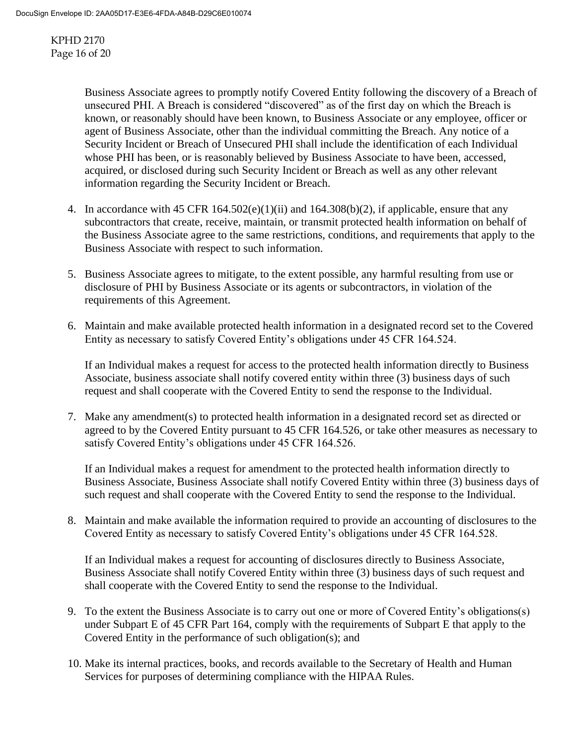Business Associate agrees to promptly notify Covered Entity following the discovery of a Breach of unsecured PHI. A Breach is considered "discovered" as of the first day on which the Breach is known, or reasonably should have been known, to Business Associate or any employee, officer or agent of Business Associate, other than the individual committing the Breach. Any notice of a Security Incident or Breach of Unsecured PHI shall include the identification of each Individual whose PHI has been, or is reasonably believed by Business Associate to have been, accessed, acquired, or disclosed during such Security Incident or Breach as well as any other relevant information regarding the Security Incident or Breach.

4. In accordance with 45 CFR 164.502(e)(1)(ii) and 164.308(b)(2), if applicable, ensure that any subcontractors that create, receive, maintain, or transmit protected health information on behalf of the Business Associate agree to the same restrictions, conditions, and requirements that apply to the Business Associate with respect to such information.

5. Business Associate agrees to mitigate, to the extent possible, any harmful resulting from use or disclosure of PHI by Business Associate or its agents or subcontractors, in violation of the requirements of this Agreement.

6. Maintain and make available protected health information in a designated record set to the Covered Entity as necessary to satisfy Covered Entity's obligations under 45 CFR 164.524.

   If an Individual makes a request for access to the protected health information directly to Business Associate, business associate shall notify covered entity within three (3) business days of such request and shall cooperate with the Covered Entity to send the response to the Individual.

7. Make any amendment(s) to protected health information in a designated record set as directed or agreed to by the Covered Entity pursuant to 45 CFR 164.526, or take other measures as necessary to satisfy Covered Entity's obligations under 45 CFR 164.526.

   If an Individual makes a request for amendment to the protected health information directly to Business Associate, Business Associate shall notify Covered Entity within three (3) business days of such request and shall cooperate with the Covered Entity to send the response to the Individual.

8. Maintain and make available the information required to provide an accounting of disclosures to the Covered Entity as necessary to satisfy Covered Entity's obligations under 45 CFR 164.528.

   If an Individual makes a request for accounting of disclosures directly to Business Associate, Business Associate shall notify Covered Entity within three (3) business days of such request and shall cooperate with the Covered Entity to send the response to the Individual.

9. To the extent the Business Associate is to carry out one or more of Covered Entity's obligations(s) under Subpart E of 45 CFR Part 164, comply with the requirements of Subpart E that apply to the Covered Entity in the performance of such obligation(s); and

10. Make its internal practices, books, and records available to the Secretary of Health and Human Services for purposes of determining compliance with the HIPAA Rules.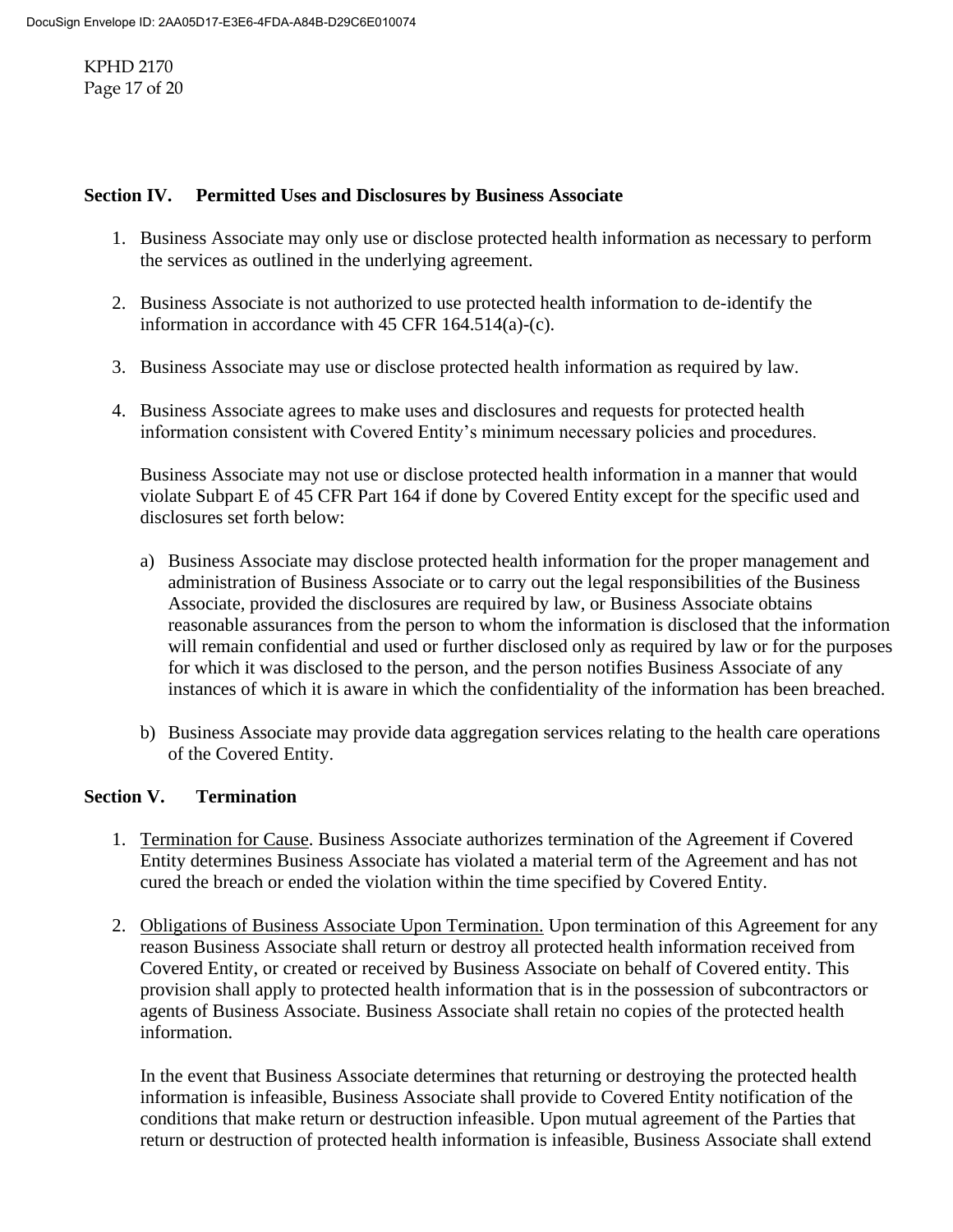## Section IV. Permitted Uses and Disclosures by Business Associate

1. Business Associate may only use or disclose protected health information as necessary to perform the services as outlined in the underlying agreement.

2. Business Associate is not authorized to use protected health information to de-identify the information in accordance with 45 CFR 164.514(a)-(c).

3. Business Associate may use or disclose protected health information as required by law.

4. Business Associate agrees to make uses and disclosures and requests for protected health information consistent with Covered Entity's minimum necessary policies and procedures.

   Business Associate may not use or disclose protected health information in a manner that would violate Subpart E of 45 CFR Part 164 if done by Covered Entity except for the specific used and disclosures set forth below:

   a) Business Associate may disclose protected health information for the proper management and administration of Business Associate or to carry out the legal responsibilities of the Business Associate, provided the disclosures are required by law, or Business Associate obtains reasonable assurances from the person to whom the information is disclosed that the information will remain confidential and used or further disclosed only as required by law or for the purposes for which it was disclosed to the person, and the person notifies Business Associate of any instances of which it is aware in which the confidentiality of the information has been breached.

   b) Business Associate may provide data aggregation services relating to the health care operations of the Covered Entity.

## Section V. Termination

1. Termination for Cause. Business Associate authorizes termination of the Agreement if Covered Entity determines Business Associate has violated a material term of the Agreement and has not cured the breach or ended the violation within the time specified by Covered Entity.

2. Obligations of Business Associate Upon Termination. Upon termination of this Agreement for any reason Business Associate shall return or destroy all protected health information received from Covered Entity, or created or received by Business Associate on behalf of Covered entity. This provision shall apply to protected health information that is in the possession of subcontractors or agents of Business Associate. Business Associate shall retain no copies of the protected health information.

   In the event that Business Associate determines that returning or destroying the protected health information is infeasible, Business Associate shall provide to Covered Entity notification of the conditions that make return or destruction infeasible. Upon mutual agreement of the Parties that return or destruction of protected health information is infeasible, Business Associate shall extend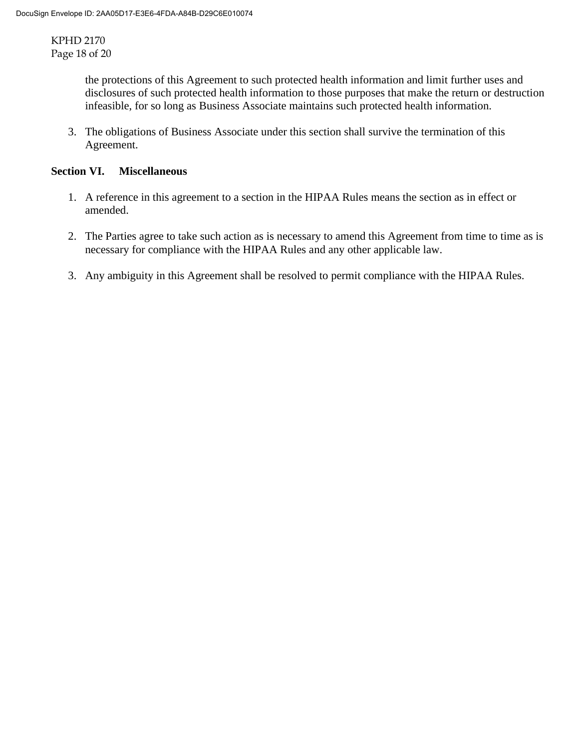the protections of this Agreement to such protected health information and limit further uses and disclosures of such protected health information to those purposes that make the return or destruction infeasible, for so long as Business Associate maintains such protected health information.

3. The obligations of Business Associate under this section shall survive the termination of this Agreement.

**Section VI. Miscellaneous**

1. A reference in this agreement to a section in the HIPAA Rules means the section as in effect or amended.

2. The Parties agree to take such action as is necessary to amend this Agreement from time to time as is necessary for compliance with the HIPAA Rules and any other applicable law.

3. Any ambiguity in this Agreement shall be resolved to permit compliance with the HIPAA Rules.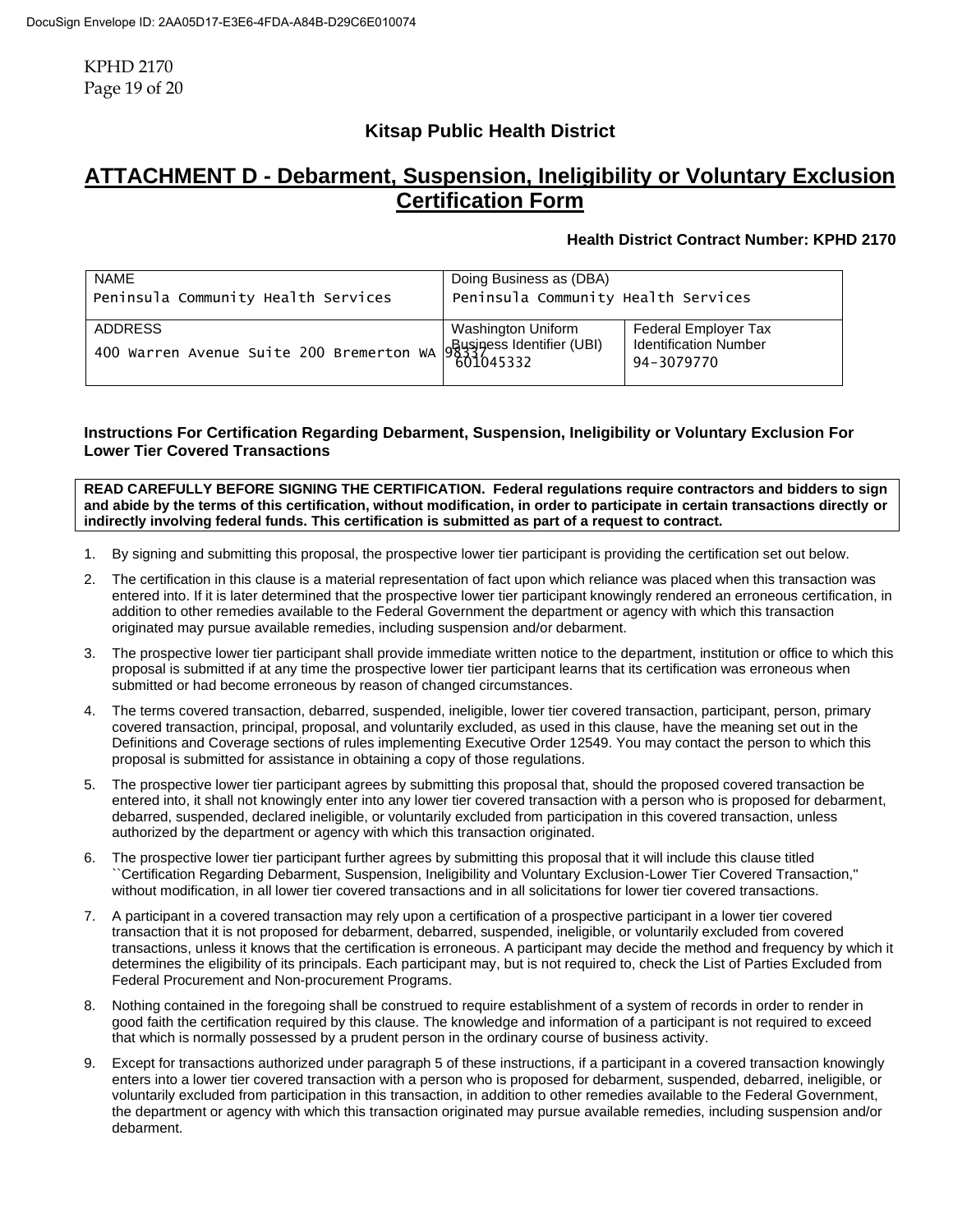**Kitsap Public Health District**

# ATTACHMENT D - Debarment, Suspension, Ineligibility or Voluntary Exclusion Certification Form

**Health District Contract Number: KPHD 2170**

| NAME | Doing Business as (DBA) | |
|---|---|---|
| Peninsula Community Health Services | Peninsula Community Health Services | |
| ADDRESS<br>400 Warren Avenue Suite 200 Bremerton WA 98337 | Washington Uniform Business Identifier (UBI)<br>601045332 | Federal Employer Tax Identification Number<br>94-3079770 |

### Instructions For Certification Regarding Debarment, Suspension, Ineligibility or Voluntary Exclusion For Lower Tier Covered Transactions

**READ CAREFULLY BEFORE SIGNING THE CERTIFICATION. Federal regulations require contractors and bidders to sign and abide by the terms of this certification, without modification, in order to participate in certain transactions directly or indirectly involving federal funds. This certification is submitted as part of a request to contract.**

1. By signing and submitting this proposal, the prospective lower tier participant is providing the certification set out below.
2. The certification in this clause is a material representation of fact upon which reliance was placed when this transaction was entered into. If it is later determined that the prospective lower tier participant knowingly rendered an erroneous certification, in addition to other remedies available to the Federal Government the department or agency with which this transaction originated may pursue available remedies, including suspension and/or debarment.
3. The prospective lower tier participant shall provide immediate written notice to the department, institution or office to which this proposal is submitted if at any time the prospective lower tier participant learns that its certification was erroneous when submitted or had become erroneous by reason of changed circumstances.
4. The terms covered transaction, debarred, suspended, ineligible, lower tier covered transaction, participant, person, primary covered transaction, principal, proposal, and voluntarily excluded, as used in this clause, have the meaning set out in the Definitions and Coverage sections of rules implementing Executive Order 12549. You may contact the person to which this proposal is submitted for assistance in obtaining a copy of those regulations.
5. The prospective lower tier participant agrees by submitting this proposal that, should the proposed covered transaction be entered into, it shall not knowingly enter into any lower tier covered transaction with a person who is proposed for debarment, debarred, suspended, declared ineligible, or voluntarily excluded from participation in this covered transaction, unless authorized by the department or agency with which this transaction originated.
6. The prospective lower tier participant further agrees by submitting this proposal that it will include this clause titled ``Certification Regarding Debarment, Suspension, Ineligibility and Voluntary Exclusion-Lower Tier Covered Transaction,'' without modification, in all lower tier covered transactions and in all solicitations for lower tier covered transactions.
7. A participant in a covered transaction may rely upon a certification of a prospective participant in a lower tier covered transaction that it is not proposed for debarment, debarred, suspended, ineligible, or voluntarily excluded from covered transactions, unless it knows that the certification is erroneous. A participant may decide the method and frequency by which it determines the eligibility of its principals. Each participant may, but is not required to, check the List of Parties Excluded from Federal Procurement and Non-procurement Programs.
8. Nothing contained in the foregoing shall be construed to require establishment of a system of records in order to render in good faith the certification required by this clause. The knowledge and information of a participant is not required to exceed that which is normally possessed by a prudent person in the ordinary course of business activity.
9. Except for transactions authorized under paragraph 5 of these instructions, if a participant in a covered transaction knowingly enters into a lower tier covered transaction with a person who is proposed for debarment, suspended, debarred, ineligible, or voluntarily excluded from participation in this transaction, in addition to other remedies available to the Federal Government, the department or agency with which this transaction originated may pursue available remedies, including suspension and/or debarment.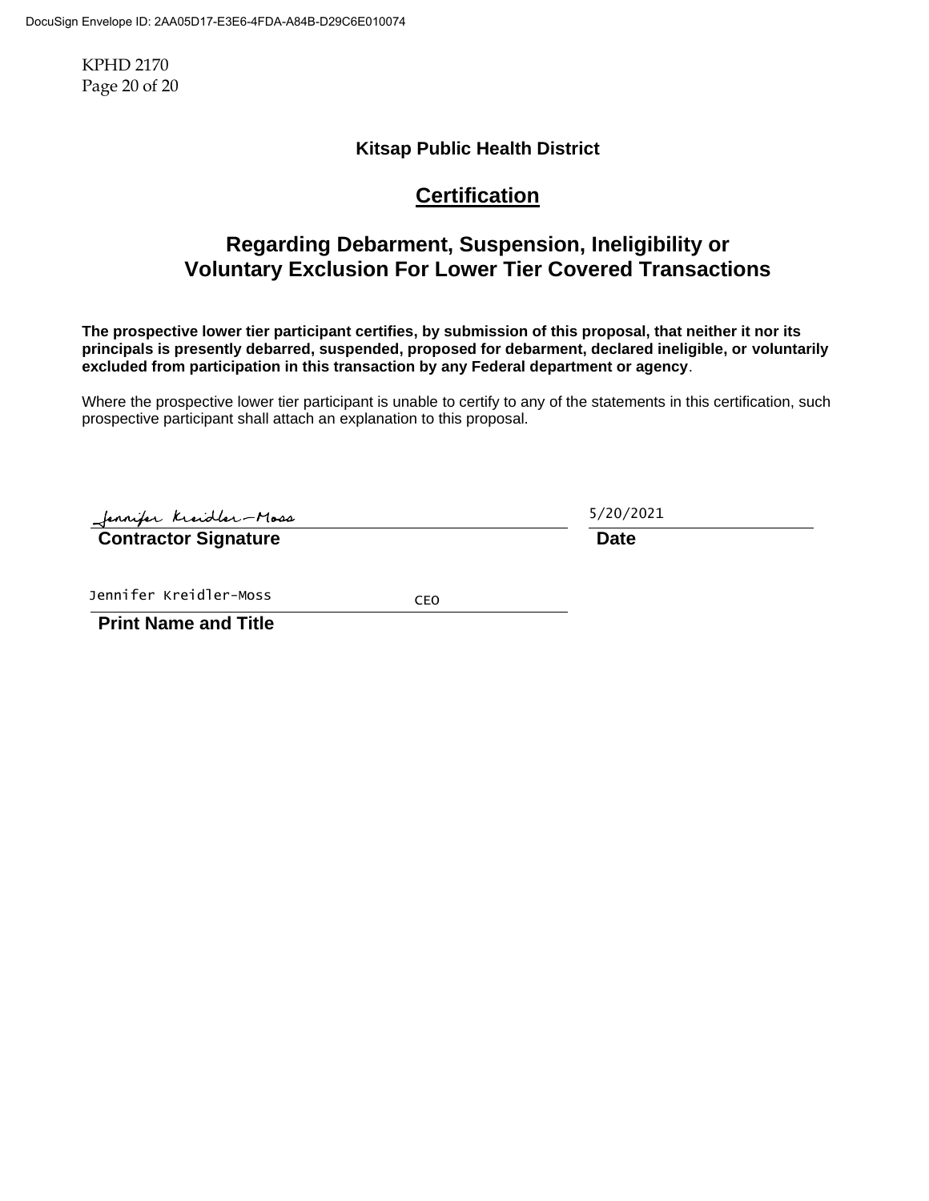# Kitsap Public Health District

## Certification

## Regarding Debarment, Suspension, Ineligibility or Voluntary Exclusion For Lower Tier Covered Transactions

**The prospective lower tier participant certifies, by submission of this proposal, that neither it nor its principals is presently debarred, suspended, proposed for debarment, declared ineligible, or voluntarily excluded from participation in this transaction by any Federal department or agency**.

Where the prospective lower tier participant is unable to certify to any of the statements in this certification, such prospective participant shall attach an explanation to this proposal.

Jennifer Kreidler-Moss
**Contractor Signature**

5/20/2021
**Date**

Jennifer Kreidler-Moss CEO
**Print Name and Title**